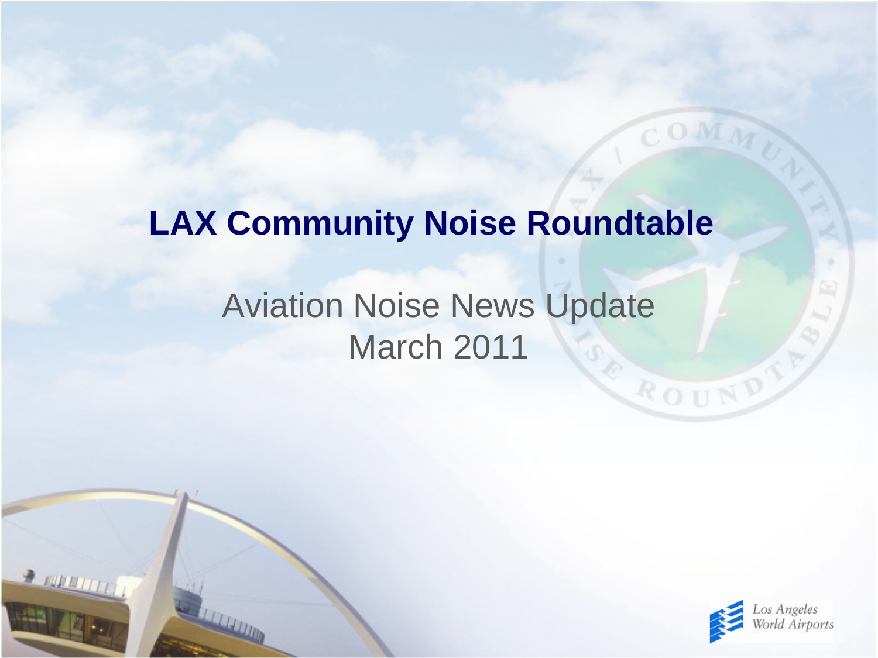# LAX Community Noise Roundtable

## Aviation Noise News Update
## March 2011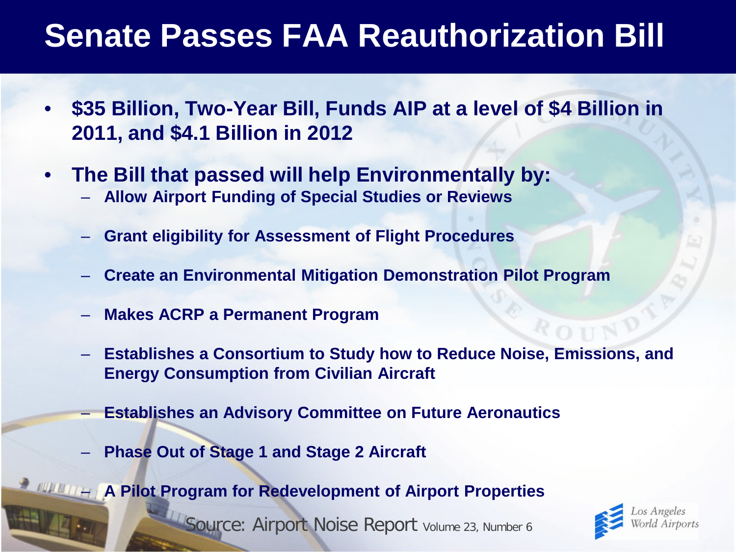# Senate Passes FAA Reauthorization Bill

- **$35 Billion, Two-Year Bill, Funds AIP at a level of $4 Billion in 2011, and $4.1 Billion in 2012**
- **The Bill that passed will help Environmentally by:**
  - **Allow Airport Funding of Special Studies or Reviews**
  - **Grant eligibility for Assessment of Flight Procedures**
  - **Create an Environmental Mitigation Demonstration Pilot Program**
  - **Makes ACRP a Permanent Program**
  - **Establishes a Consortium to Study how to Reduce Noise, Emissions, and Energy Consumption from Civilian Aircraft**
  - **Establishes an Advisory Committee on Future Aeronautics**
  - **Phase Out of Stage 1 and Stage 2 Aircraft**
  - **A Pilot Program for Redevelopment of Airport Properties**

Source: Airport Noise Report Volume 23, Number 6

Los Angeles World Airports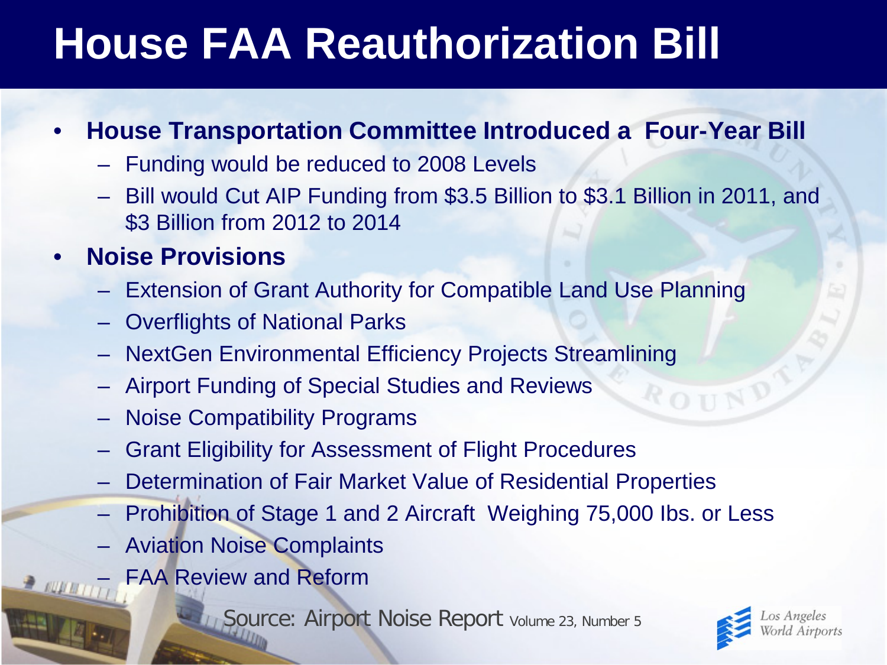# House FAA Reauthorization Bill

- **House Transportation Committee Introduced a Four-Year Bill**
  - Funding would be reduced to 2008 Levels
  - Bill would Cut AIP Funding from $3.5 Billion to $3.1 Billion in 2011, and $3 Billion from 2012 to 2014
- **Noise Provisions**
  - Extension of Grant Authority for Compatible Land Use Planning
  - Overflights of National Parks
  - NextGen Environmental Efficiency Projects Streamlining
  - Airport Funding of Special Studies and Reviews
  - Noise Compatibility Programs
  - Grant Eligibility for Assessment of Flight Procedures
  - Determination of Fair Market Value of Residential Properties
  - Prohibition of Stage 1 and 2 Aircraft Weighing 75,000 lbs. or Less
  - Aviation Noise Complaints
  - FAA Review and Reform

Source: Airport Noise Report Volume 23, Number 5

Los Angeles World Airports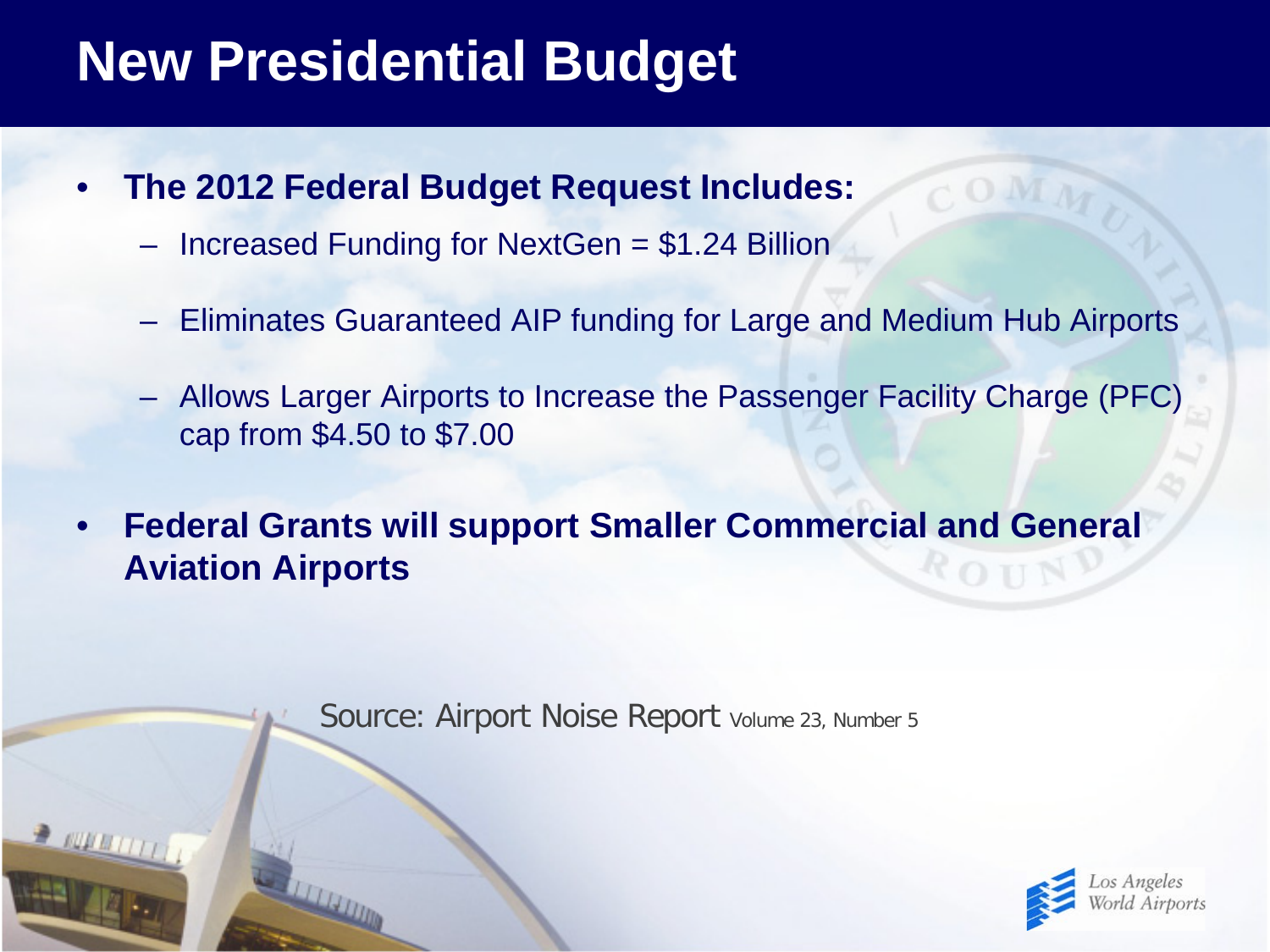# New Presidential Budget

- **The 2012 Federal Budget Request Includes:**
  - Increased Funding for NextGen = $1.24 Billion
  - Eliminates Guaranteed AIP funding for Large and Medium Hub Airports
  - Allows Larger Airports to Increase the Passenger Facility Charge (PFC) cap from $4.50 to $7.00
- **Federal Grants will support Smaller Commercial and General Aviation Airports**

Source: Airport Noise Report Volume 23, Number 5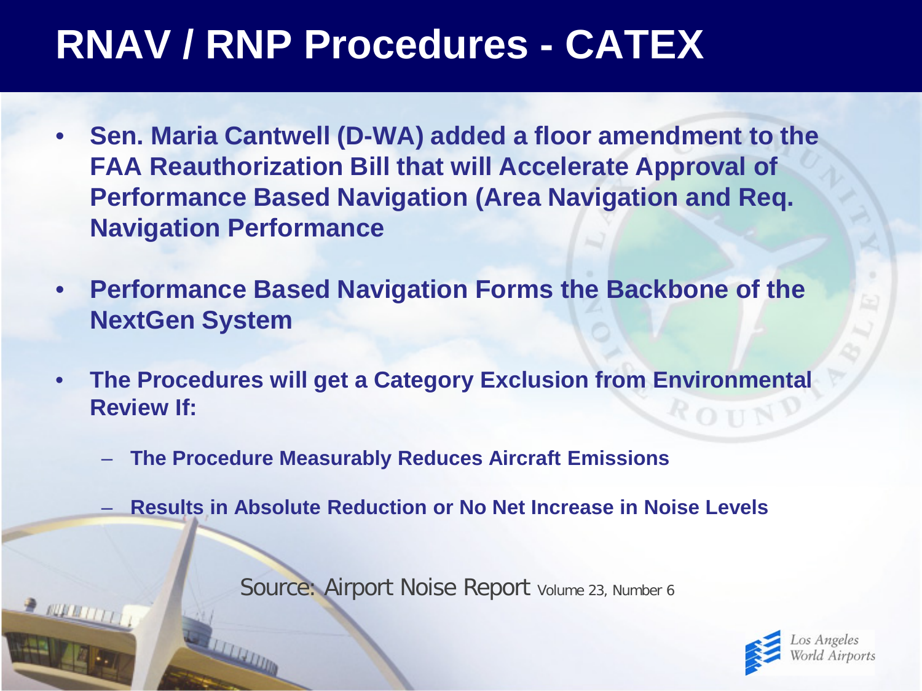# RNAV / RNP Procedures - CATEX

- **Sen. Maria Cantwell (D-WA) added a floor amendment to the FAA Reauthorization Bill that will Accelerate Approval of Performance Based Navigation (Area Navigation and Req. Navigation Performance**
- **Performance Based Navigation Forms the Backbone of the NextGen System**
- **The Procedures will get a Category Exclusion from Environmental Review If:**
  - **The Procedure Measurably Reduces Aircraft Emissions**
  - **Results in Absolute Reduction or No Net Increase in Noise Levels**

Source: Airport Noise Report Volume 23, Number 6

Los Angeles World Airports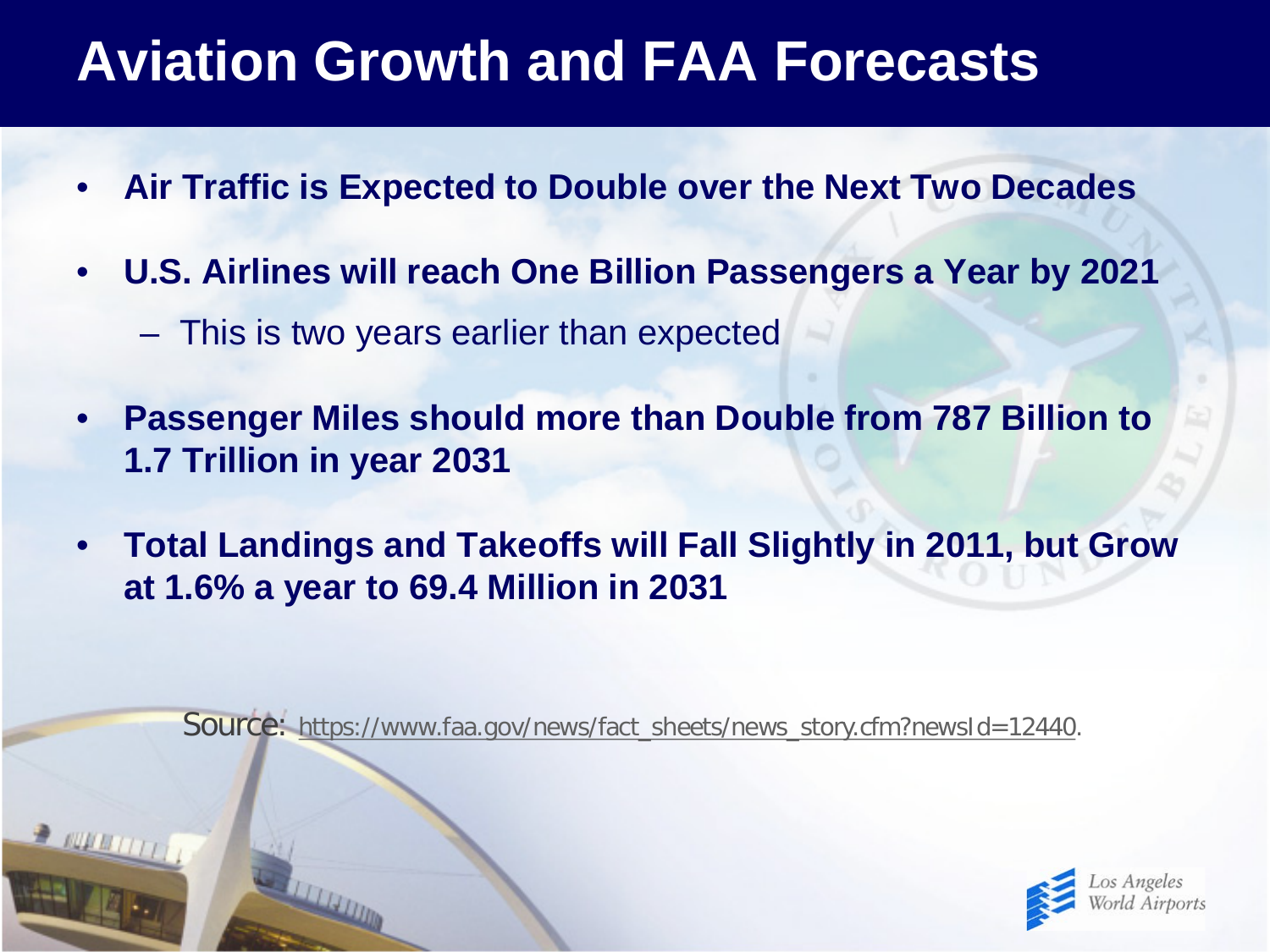# Aviation Growth and FAA Forecasts

- **Air Traffic is Expected to Double over the Next Two Decades**
- **U.S. Airlines will reach One Billion Passengers a Year by 2021**
  - This is two years earlier than expected
- **Passenger Miles should more than Double from 787 Billion to 1.7 Trillion in year 2031**
- **Total Landings and Takeoffs will Fall Slightly in 2011, but Grow at 1.6% a year to 69.4 Million in 2031**

Source: https://www.faa.gov/news/fact_sheets/news_story.cfm?newsId=12440.

Los Angeles World Airports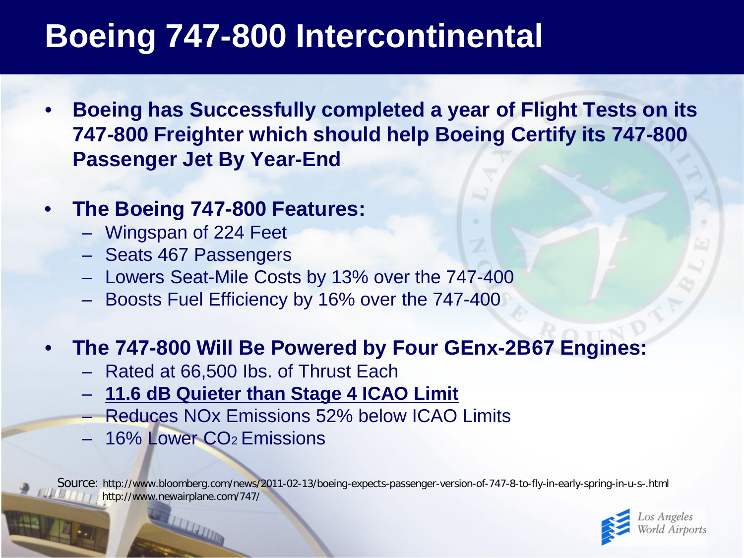# Boeing 747-800 Intercontinental

- **Boeing has Successfully completed a year of Flight Tests on its 747-800 Freighter which should help Boeing Certify its 747-800 Passenger Jet By Year-End**
- **The Boeing 747-800 Features:**
  - Wingspan of 224 Feet
  - Seats 467 Passengers
  - Lowers Seat-Mile Costs by 13% over the 747-400
  - Boosts Fuel Efficiency by 16% over the 747-400
- **The 747-800 Will Be Powered by Four GEnx-2B67 Engines:**
  - Rated at 66,500 lbs. of Thrust Each
  - **11.6 dB Quieter than Stage 4 ICAO Limit**
  - Reduces NOx Emissions 52% below ICAO Limits
  - 16% Lower $CO_2$ Emissions

Source: http://www.bloomberg.com/news/2011-02-13/boeing-expects-passenger-version-of-747-8-to-fly-in-early-spring-in-u-s-.html
http://www.newairplane.com/747/

Los Angeles World Airports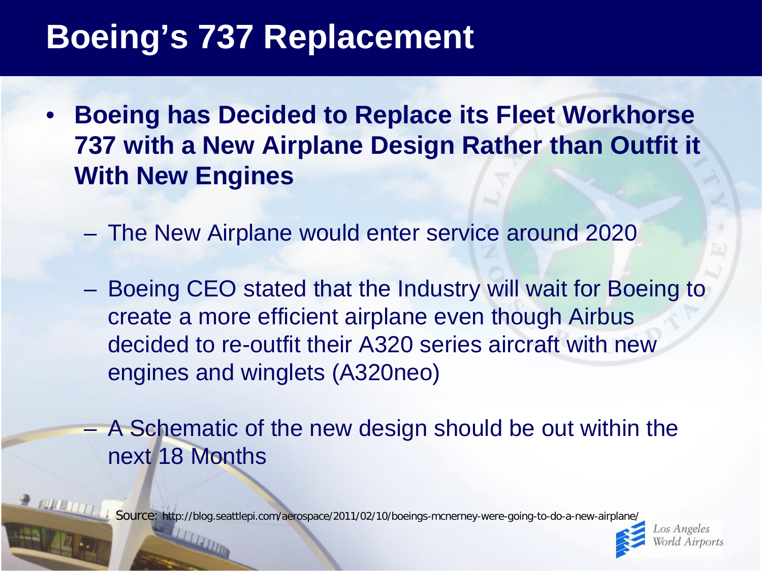# Boeing's 737 Replacement

- **Boeing has Decided to Replace its Fleet Workhorse 737 with a New Airplane Design Rather than Outfit it With New Engines**
  - The New Airplane would enter service around 2020
  - Boeing CEO stated that the Industry will wait for Boeing to create a more efficient airplane even though Airbus decided to re-outfit their A320 series aircraft with new engines and winglets (A320neo)
  - A Schematic of the new design should be out within the next 18 Months

Source: http://blog.seattlepi.com/aerospace/2011/02/10/boeings-mcnerney-were-going-to-do-a-new-airplane/

Los Angeles World Airports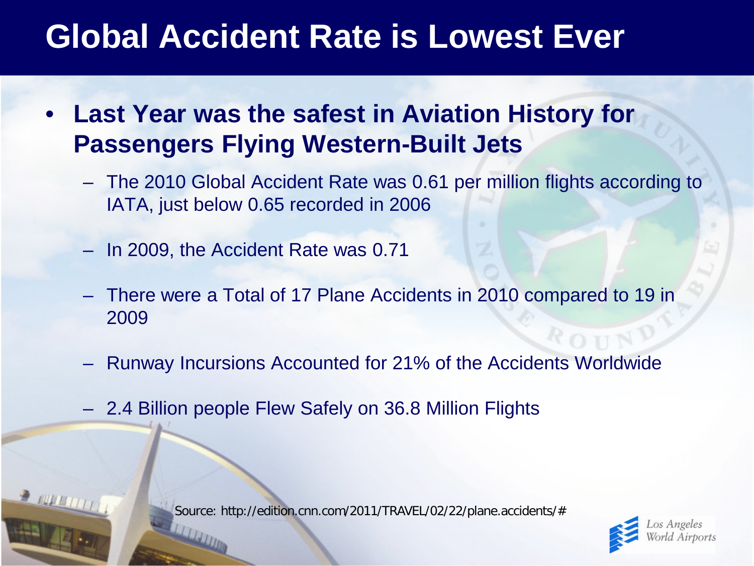# Global Accident Rate is Lowest Ever

- **Last Year was the safest in Aviation History for Passengers Flying Western-Built Jets**
  - The 2010 Global Accident Rate was 0.61 per million flights according to IATA, just below 0.65 recorded in 2006
  - In 2009, the Accident Rate was 0.71
  - There were a Total of 17 Plane Accidents in 2010 compared to 19 in 2009
  - Runway Incursions Accounted for 21% of the Accidents Worldwide
  - 2.4 Billion people Flew Safely on 36.8 Million Flights

Source: http://edition.cnn.com/2011/TRAVEL/02/22/plane.accidents/#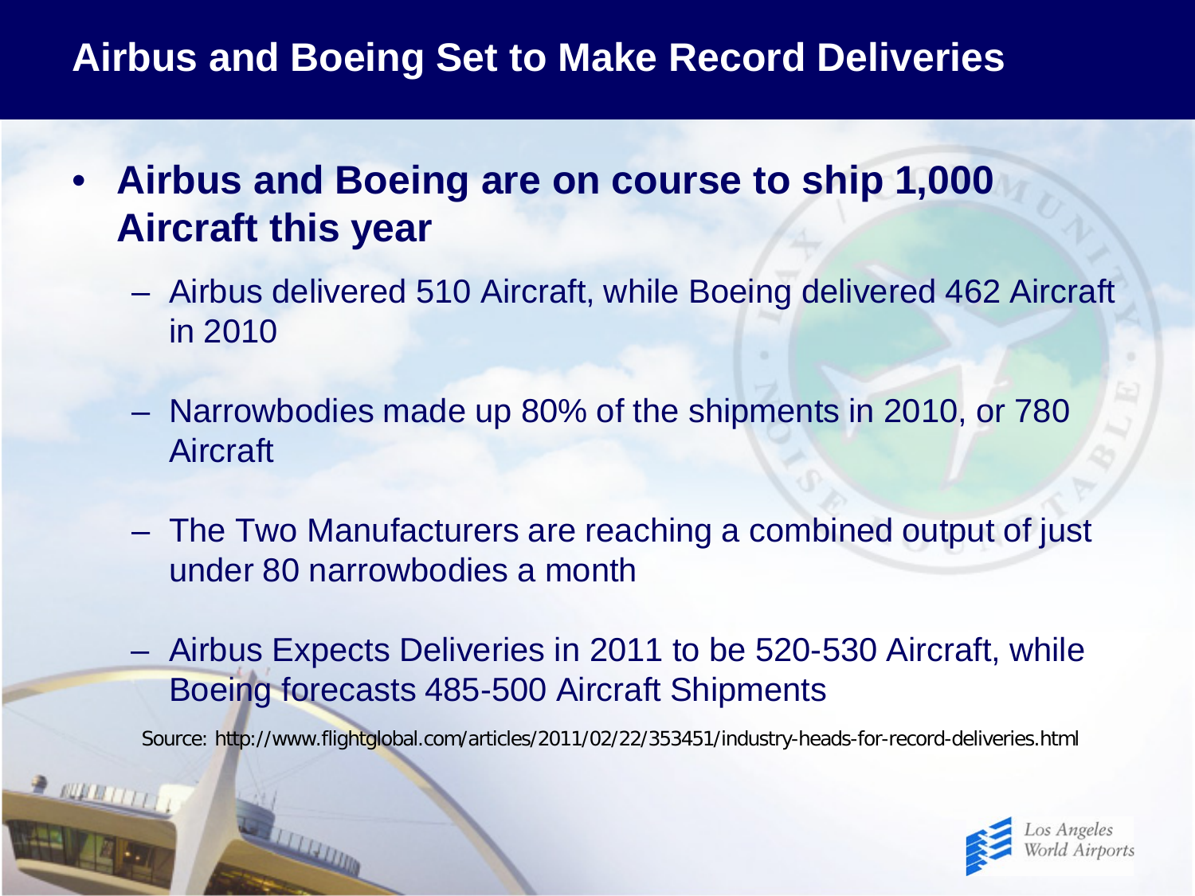# Airbus and Boeing Set to Make Record Deliveries

- **Airbus and Boeing are on course to ship 1,000 Aircraft this year**
  - Airbus delivered 510 Aircraft, while Boeing delivered 462 Aircraft in 2010
  - Narrowbodies made up 80% of the shipments in 2010, or 780 Aircraft
  - The Two Manufacturers are reaching a combined output of just under 80 narrowbodies a month
  - Airbus Expects Deliveries in 2011 to be 520-530 Aircraft, while Boeing forecasts 485-500 Aircraft Shipments

Source: http://www.flightglobal.com/articles/2011/02/22/353451/industry-heads-for-record-deliveries.html

Los Angeles World Airports